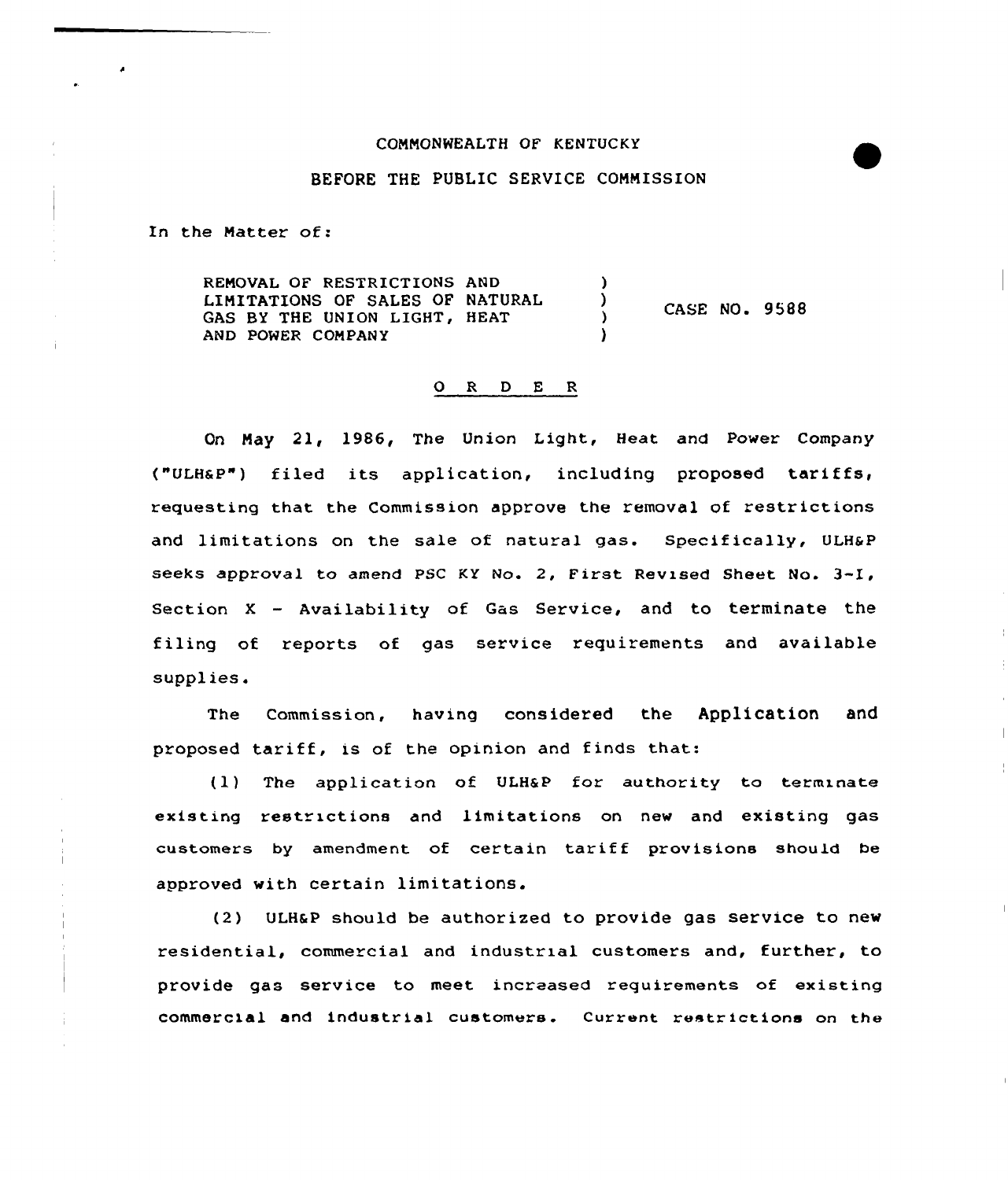COMMONWEALTH OF KENTUCKY

BEFORE THE PUBLIC SERVICE COMMISSION

In the Matter of:

| | | |
|---|---|---|
| REMOVAL OF RESTRICTIONS AND LIMITATIONS OF SALES OF NATURAL GAS BY THE UNION LIGHT, HEAT AND POWER COMPANY | ) ) ) ) | CASE NO. 9588 |

# O R D E R

On May 21, 1986, The Union Light, Heat and Power Company ("ULH&P") filed its application, including proposed tariffs, requesting that the Commission approve the removal of restrictions and limitations on the sale of natural gas. Specifically, ULH&P seeks approval to amend PSC KY No. 2, First Revised Sheet No. 3-I, Section X - Availability of Gas Service, and to terminate the filing of reports of gas service requirements and available supplies.

The Commission, having considered the Application and proposed tariff, is of the opinion and finds that:

(1) The application of ULH&P for authority to terminate existing restrictions and limitations on new and existing gas customers by amendment of certain tariff provisions should be approved with certain limitations.

(2) ULH&P should be authorized to provide gas service to new residential, commercial and industrial customers and, further, to provide gas service to meet increased requirements of existing commercial and industrial customers. Current restrictions on the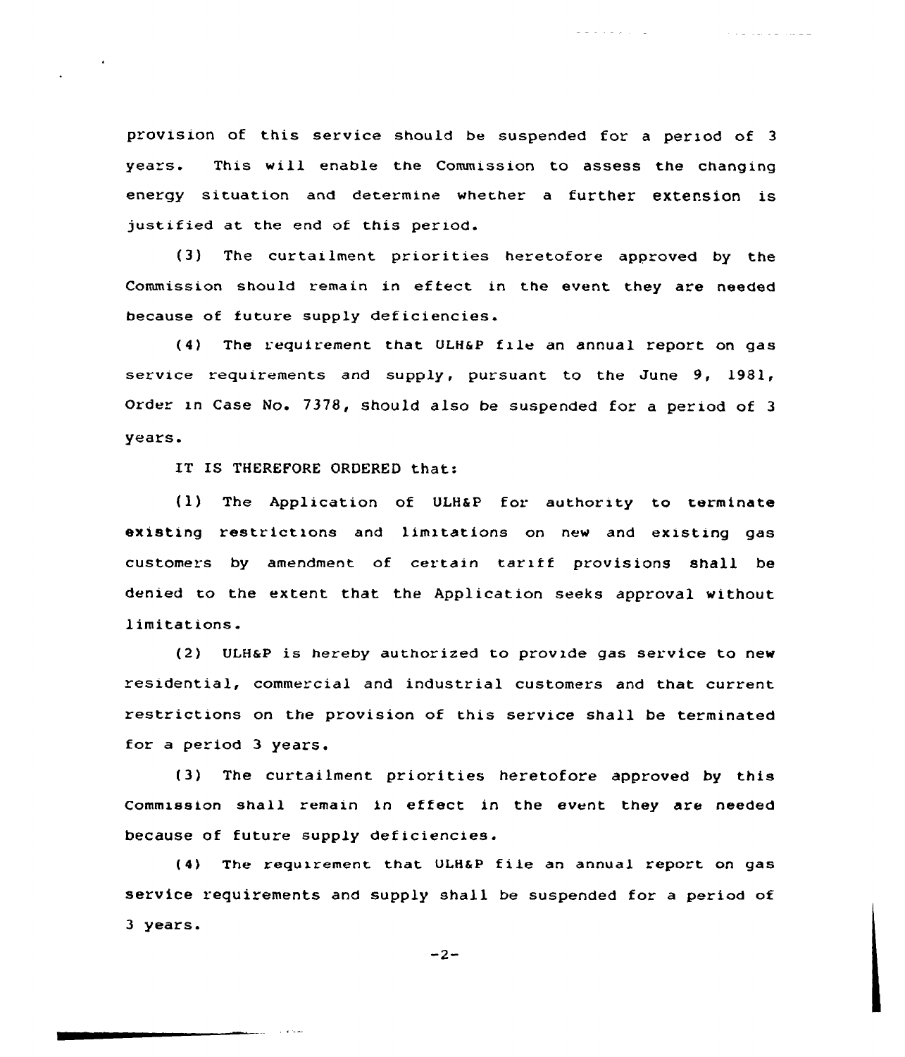provision of this service should be suspended for a period of 3 years. This will enable the Commission to assess the changing energy situation and determine whether a further extension is justified at the end of this period.

(3) The curtailment priorities heretofore approved by the Commission should remain in effect in the event they are needed because of future supply deficiencies.

(4) The requirement that ULH&P file an annual report on gas service requirements and supply, pursuant to the June 9, 1981, Order in Case No. 7378, should also be suspended for a period of 3 years.

IT IS THEREFORE ORDERED that:

(1) The Application of ULH&P for authority to terminate existing restrictions and limitations on new and existing gas customers by amendment of certain tariff provisions shall be denied to the extent that the Application seeks approval without limitations.

(2) ULH&P is hereby authorized to provide gas service to new residential, commercial and industrial customers and that current restrictions on the provision of this service shall be terminated for a period 3 years.

(3) The curtailment priorities heretofore approved by this Commission shall remain in effect in the event they are needed because of future supply deficiencies.

(4) The requirement that ULH&P file an annual report on gas service requirements and supply shall be suspended for a period of 3 years.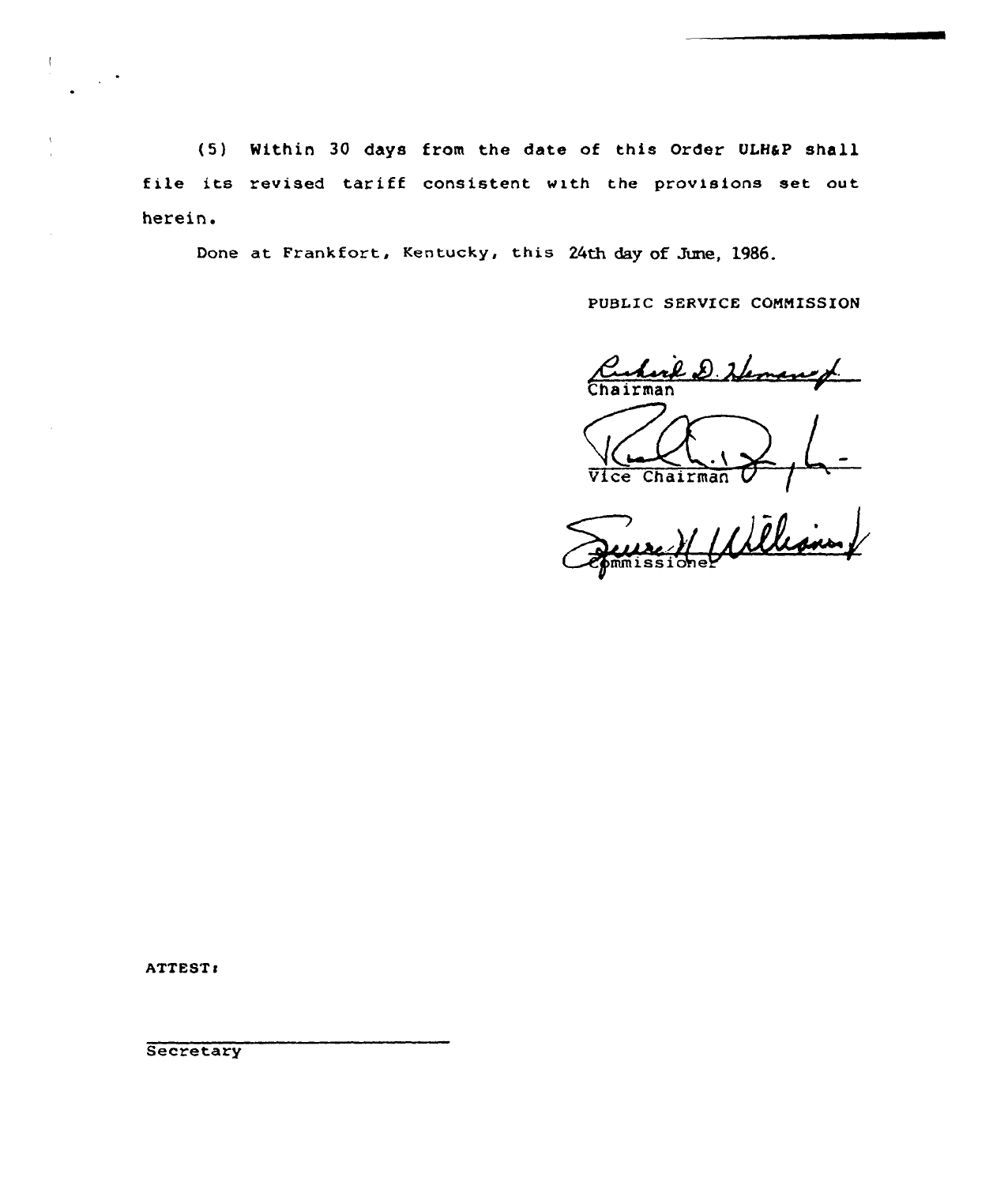(5) Within 30 days from the date of this Order ULH&P shall file its revised tariff consistent with the provisions set out herein.

Done at Frankfort, Kentucky, this 24th day of June, 1986.

PUBLIC SERVICE COMMISSION

Chairman

Vice Chairman

Commissioner

ATTEST:

Secretary